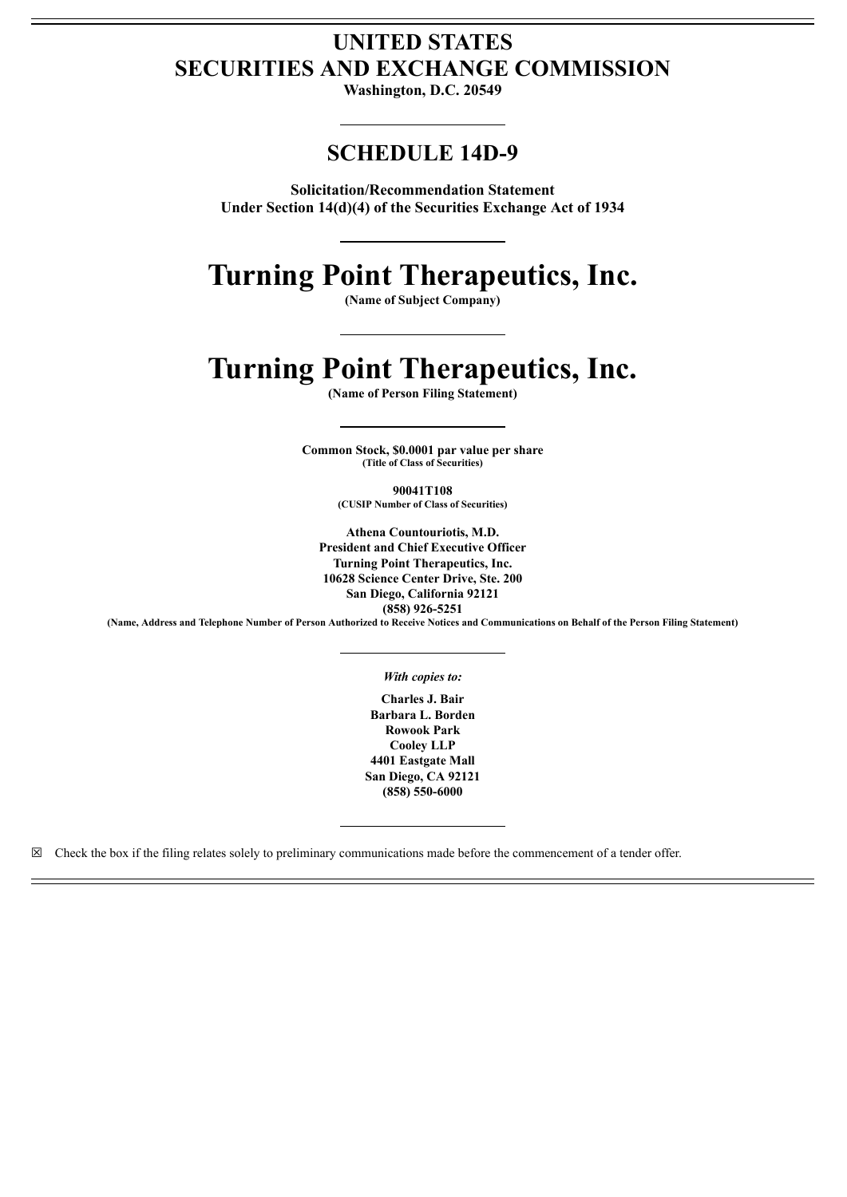# UNITED STATES
# SECURITIES AND EXCHANGE COMMISSION

**Washington, D.C. 20549**

## SCHEDULE 14D-9

**Solicitation/Recommendation Statement**
**Under Section 14(d)(4) of the Securities Exchange Act of 1934**

# Turning Point Therapeutics, Inc.

**(Name of Subject Company)**

# Turning Point Therapeutics, Inc.

**(Name of Person Filing Statement)**

**Common Stock, $0.0001 par value per share**
**(Title of Class of Securities)**

**90041T108**
**(CUSIP Number of Class of Securities)**

**Athena Countouriotis, M.D.**
**President and Chief Executive Officer**
**Turning Point Therapeutics, Inc.**
**10628 Science Center Drive, Ste. 200**
**San Diego, California 92121**
**(858) 926-5251**
**(Name, Address and Telephone Number of Person Authorized to Receive Notices and Communications on Behalf of the Person Filing Statement)**

***With copies to:***

**Charles J. Bair**
**Barbara L. Borden**
**Rowook Park**
**Cooley LLP**
**4401 Eastgate Mall**
**San Diego, CA 92121**
**(858) 550-6000**

☒ Check the box if the filing relates solely to preliminary communications made before the commencement of a tender offer.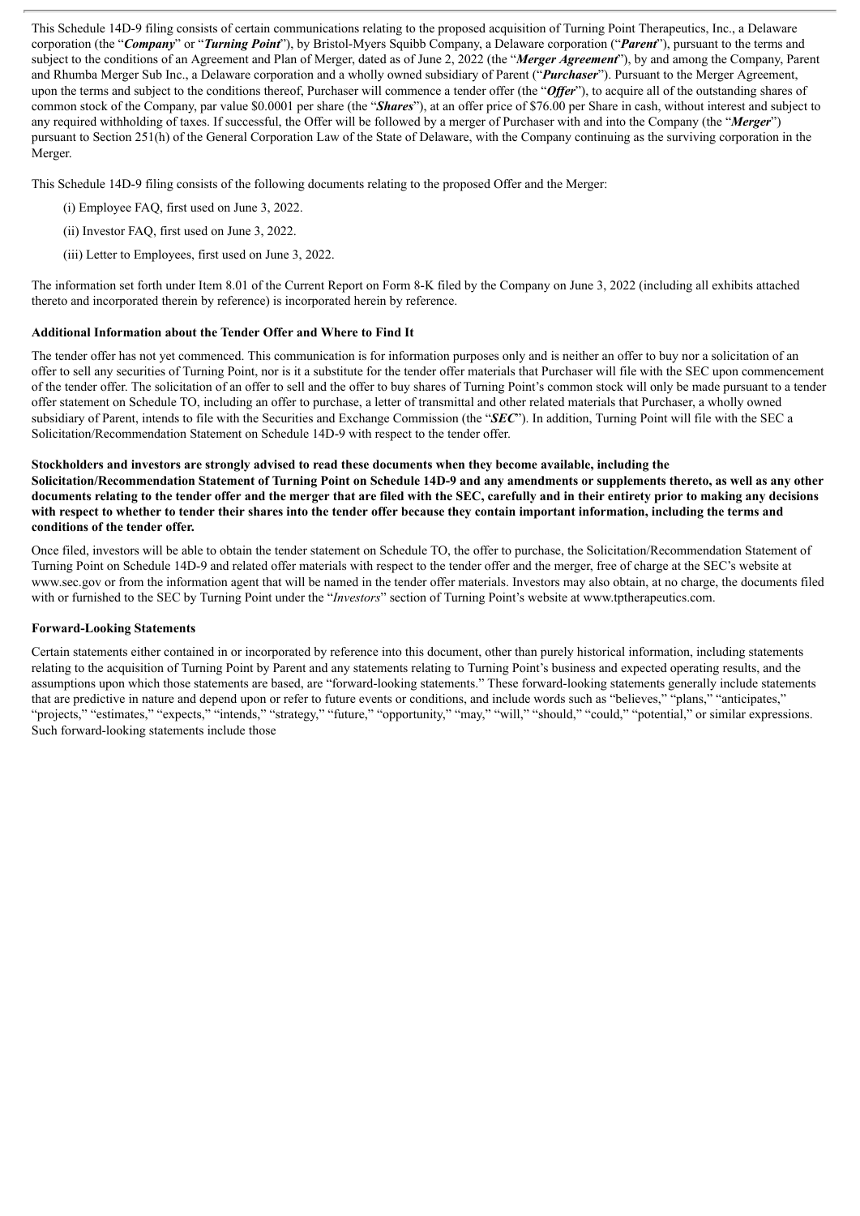This Schedule 14D-9 filing consists of certain communications relating to the proposed acquisition of Turning Point Therapeutics, Inc., a Delaware corporation (the "***Company***" or "***Turning Point***"), by Bristol-Myers Squibb Company, a Delaware corporation ("***Parent***"), pursuant to the terms and subject to the conditions of an Agreement and Plan of Merger, dated as of June 2, 2022 (the "***Merger Agreement***"), by and among the Company, Parent and Rhumba Merger Sub Inc., a Delaware corporation and a wholly owned subsidiary of Parent ("***Purchaser***"). Pursuant to the Merger Agreement, upon the terms and subject to the conditions thereof, Purchaser will commence a tender offer (the "***Offer***"), to acquire all of the outstanding shares of common stock of the Company, par value $0.0001 per share (the "***Shares***"), at an offer price of $76.00 per Share in cash, without interest and subject to any required withholding of taxes. If successful, the Offer will be followed by a merger of Purchaser with and into the Company (the "***Merger***") pursuant to Section 251(h) of the General Corporation Law of the State of Delaware, with the Company continuing as the surviving corporation in the Merger.

This Schedule 14D-9 filing consists of the following documents relating to the proposed Offer and the Merger:

(i) Employee FAQ, first used on June 3, 2022.

(ii) Investor FAQ, first used on June 3, 2022.

(iii) Letter to Employees, first used on June 3, 2022.

The information set forth under Item 8.01 of the Current Report on Form 8-K filed by the Company on June 3, 2022 (including all exhibits attached thereto and incorporated therein by reference) is incorporated herein by reference.

**Additional Information about the Tender Offer and Where to Find It**

The tender offer has not yet commenced. This communication is for information purposes only and is neither an offer to buy nor a solicitation of an offer to sell any securities of Turning Point, nor is it a substitute for the tender offer materials that Purchaser will file with the SEC upon commencement of the tender offer. The solicitation of an offer to sell and the offer to buy shares of Turning Point's common stock will only be made pursuant to a tender offer statement on Schedule TO, including an offer to purchase, a letter of transmittal and other related materials that Purchaser, a wholly owned subsidiary of Parent, intends to file with the Securities and Exchange Commission (the "***SEC***"). In addition, Turning Point will file with the SEC a Solicitation/Recommendation Statement on Schedule 14D-9 with respect to the tender offer.

**Stockholders and investors are strongly advised to read these documents when they become available, including the Solicitation/Recommendation Statement of Turning Point on Schedule 14D-9 and any amendments or supplements thereto, as well as any other documents relating to the tender offer and the merger that are filed with the SEC, carefully and in their entirety prior to making any decisions with respect to whether to tender their shares into the tender offer because they contain important information, including the terms and conditions of the tender offer.**

Once filed, investors will be able to obtain the tender statement on Schedule TO, the offer to purchase, the Solicitation/Recommendation Statement of Turning Point on Schedule 14D-9 and related offer materials with respect to the tender offer and the merger, free of charge at the SEC's website at www.sec.gov or from the information agent that will be named in the tender offer materials. Investors may also obtain, at no charge, the documents filed with or furnished to the SEC by Turning Point under the "*Investors*" section of Turning Point's website at www.tptherapeutics.com.

**Forward-Looking Statements**

Certain statements either contained in or incorporated by reference into this document, other than purely historical information, including statements relating to the acquisition of Turning Point by Parent and any statements relating to Turning Point's business and expected operating results, and the assumptions upon which those statements are based, are "forward-looking statements." These forward-looking statements generally include statements that are predictive in nature and depend upon or refer to future events or conditions, and include words such as "believes," "plans," "anticipates," "projects," "estimates," "expects," "intends," "strategy," "future," "opportunity," "may," "will," "should," "could," "potential," or similar expressions. Such forward-looking statements include those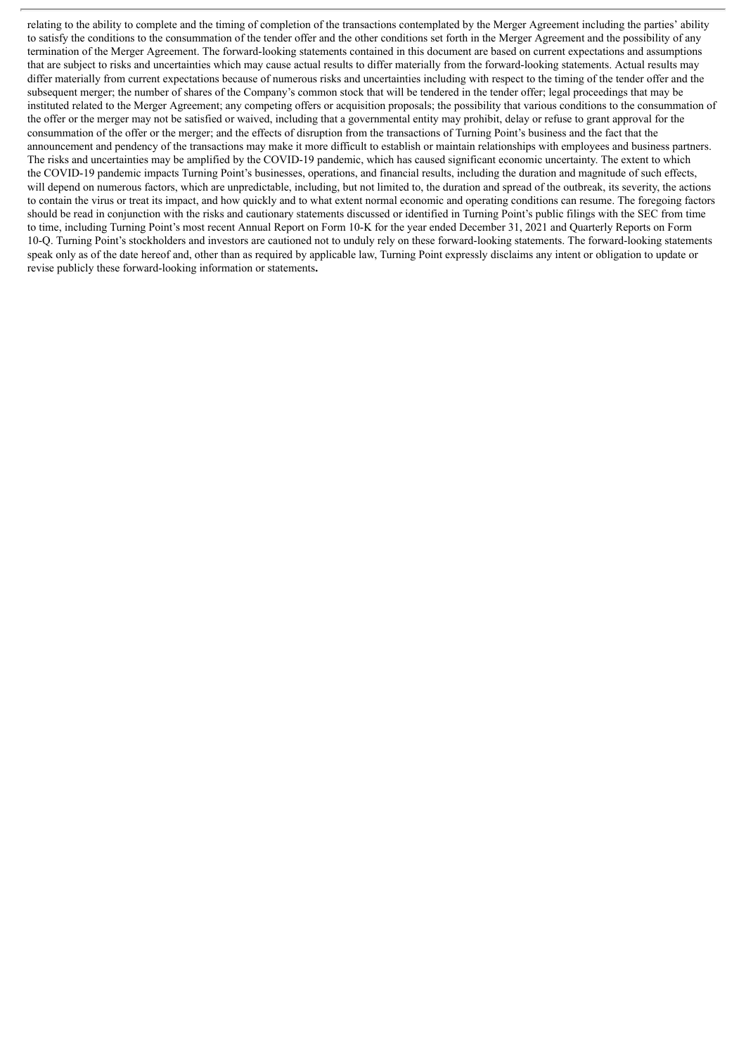relating to the ability to complete and the timing of completion of the transactions contemplated by the Merger Agreement including the parties' ability to satisfy the conditions to the consummation of the tender offer and the other conditions set forth in the Merger Agreement and the possibility of any termination of the Merger Agreement. The forward-looking statements contained in this document are based on current expectations and assumptions that are subject to risks and uncertainties which may cause actual results to differ materially from the forward-looking statements. Actual results may differ materially from current expectations because of numerous risks and uncertainties including with respect to the timing of the tender offer and the subsequent merger; the number of shares of the Company's common stock that will be tendered in the tender offer; legal proceedings that may be instituted related to the Merger Agreement; any competing offers or acquisition proposals; the possibility that various conditions to the consummation of the offer or the merger may not be satisfied or waived, including that a governmental entity may prohibit, delay or refuse to grant approval for the consummation of the offer or the merger; and the effects of disruption from the transactions of Turning Point's business and the fact that the announcement and pendency of the transactions may make it more difficult to establish or maintain relationships with employees and business partners. The risks and uncertainties may be amplified by the COVID-19 pandemic, which has caused significant economic uncertainty. The extent to which the COVID-19 pandemic impacts Turning Point's businesses, operations, and financial results, including the duration and magnitude of such effects, will depend on numerous factors, which are unpredictable, including, but not limited to, the duration and spread of the outbreak, its severity, the actions to contain the virus or treat its impact, and how quickly and to what extent normal economic and operating conditions can resume. The foregoing factors should be read in conjunction with the risks and cautionary statements discussed or identified in Turning Point's public filings with the SEC from time to time, including Turning Point's most recent Annual Report on Form 10-K for the year ended December 31, 2021 and Quarterly Reports on Form 10-Q. Turning Point's stockholders and investors are cautioned not to unduly rely on these forward-looking statements. The forward-looking statements speak only as of the date hereof and, other than as required by applicable law, Turning Point expressly disclaims any intent or obligation to update or revise publicly these forward-looking information or statements**.**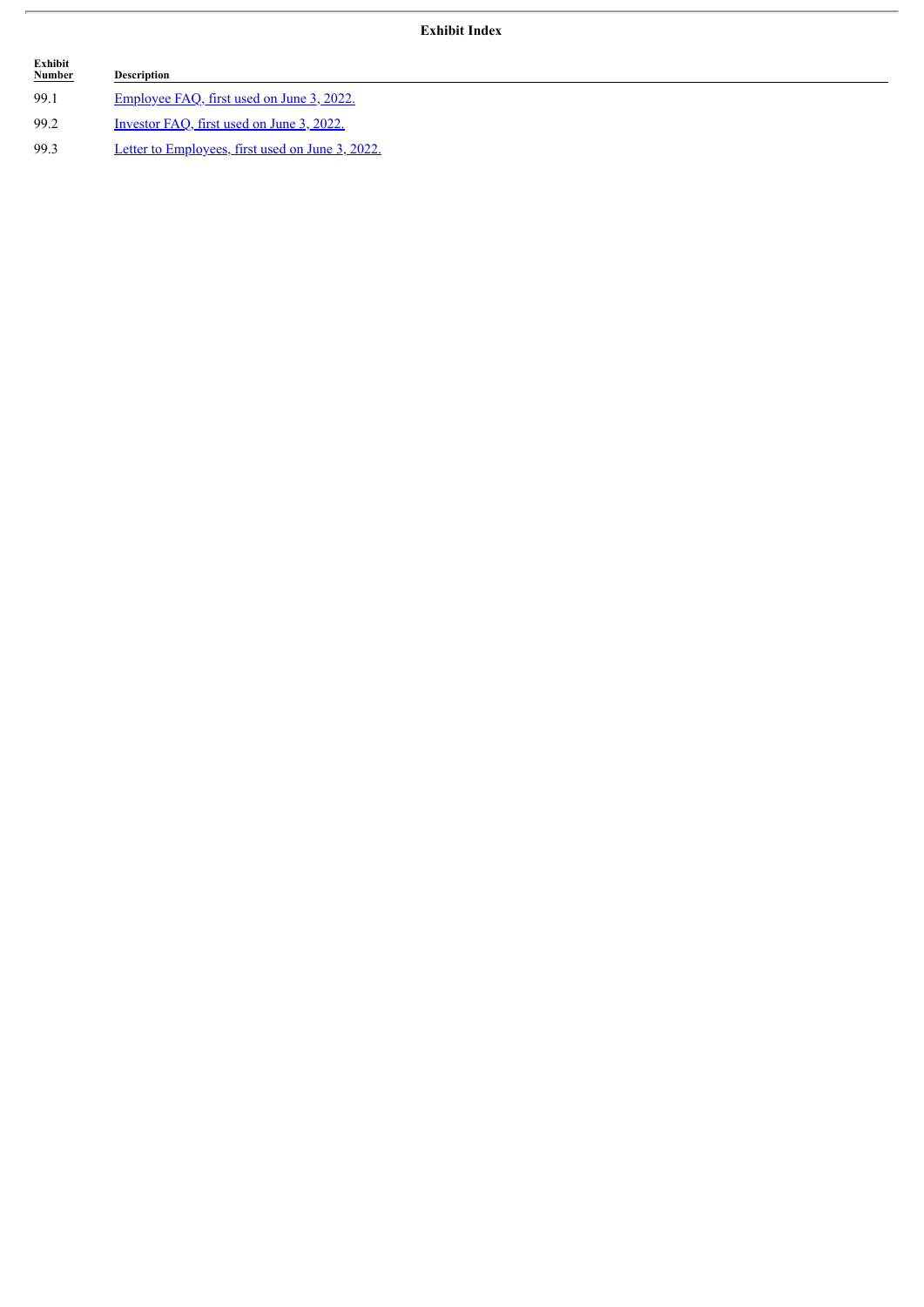**Exhibit Index**

| Exhibit Number | Description |
|---|---|
| 99.1 | Employee FAQ, first used on June 3, 2022. |
| 99.2 | Investor FAQ, first used on June 3, 2022. |
| 99.3 | Letter to Employees, first used on June 3, 2022. |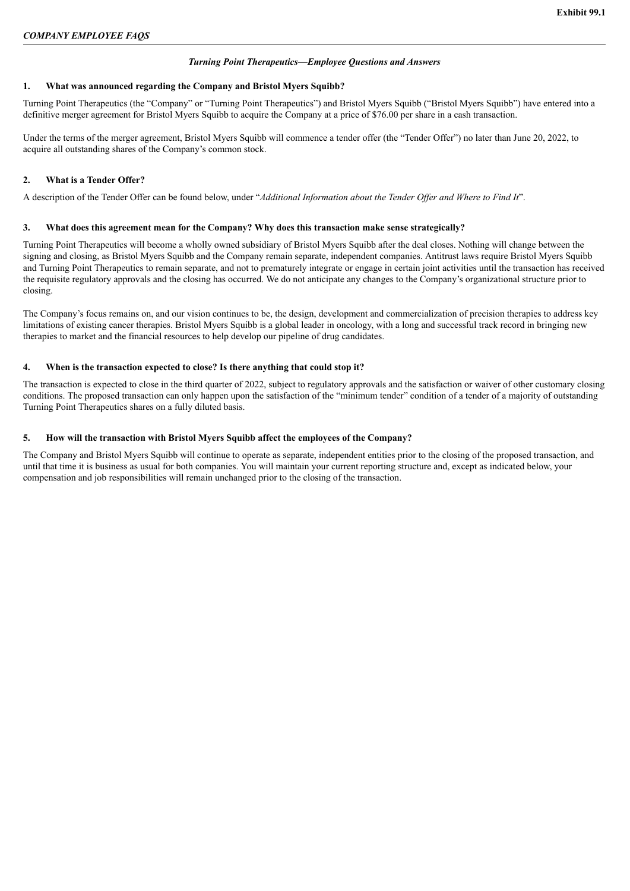**Exhibit 99.1**

*COMPANY EMPLOYEE FAQS*

***Turning Point Therapeutics—Employee Questions and Answers***

**1. What was announced regarding the Company and Bristol Myers Squibb?**

Turning Point Therapeutics (the "Company" or "Turning Point Therapeutics") and Bristol Myers Squibb ("Bristol Myers Squibb") have entered into a definitive merger agreement for Bristol Myers Squibb to acquire the Company at a price of $76.00 per share in a cash transaction.

Under the terms of the merger agreement, Bristol Myers Squibb will commence a tender offer (the "Tender Offer") no later than June 20, 2022, to acquire all outstanding shares of the Company's common stock.

**2. What is a Tender Offer?**

A description of the Tender Offer can be found below, under "*Additional Information about the Tender Offer and Where to Find It*".

**3. What does this agreement mean for the Company? Why does this transaction make sense strategically?**

Turning Point Therapeutics will become a wholly owned subsidiary of Bristol Myers Squibb after the deal closes. Nothing will change between the signing and closing, as Bristol Myers Squibb and the Company remain separate, independent companies. Antitrust laws require Bristol Myers Squibb and Turning Point Therapeutics to remain separate, and not to prematurely integrate or engage in certain joint activities until the transaction has received the requisite regulatory approvals and the closing has occurred. We do not anticipate any changes to the Company's organizational structure prior to closing.

The Company's focus remains on, and our vision continues to be, the design, development and commercialization of precision therapies to address key limitations of existing cancer therapies. Bristol Myers Squibb is a global leader in oncology, with a long and successful track record in bringing new therapies to market and the financial resources to help develop our pipeline of drug candidates.

**4. When is the transaction expected to close? Is there anything that could stop it?**

The transaction is expected to close in the third quarter of 2022, subject to regulatory approvals and the satisfaction or waiver of other customary closing conditions. The proposed transaction can only happen upon the satisfaction of the "minimum tender" condition of a tender of a majority of outstanding Turning Point Therapeutics shares on a fully diluted basis.

**5. How will the transaction with Bristol Myers Squibb affect the employees of the Company?**

The Company and Bristol Myers Squibb will continue to operate as separate, independent entities prior to the closing of the proposed transaction, and until that time it is business as usual for both companies. You will maintain your current reporting structure and, except as indicated below, your compensation and job responsibilities will remain unchanged prior to the closing of the transaction.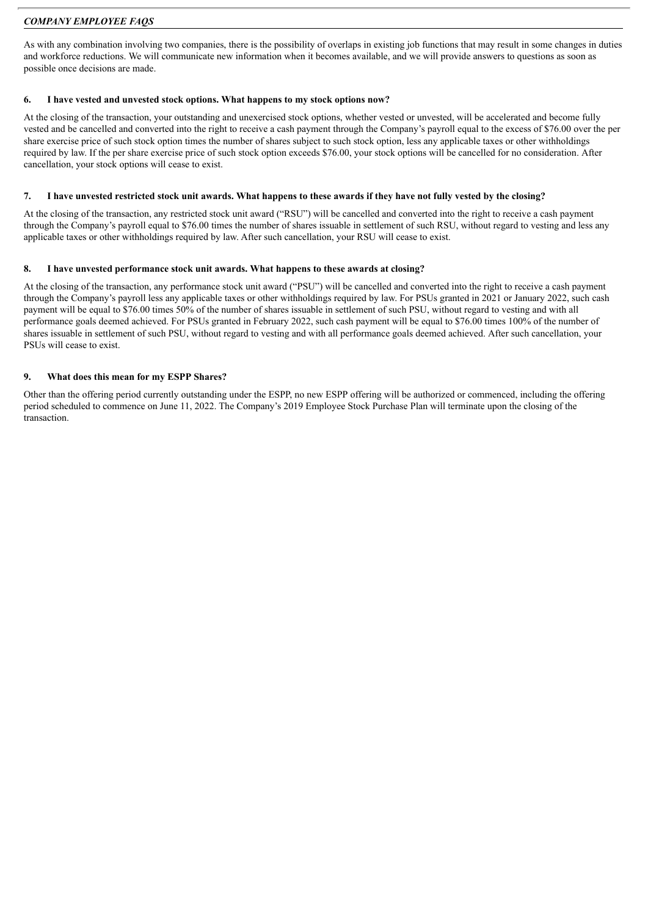*COMPANY EMPLOYEE FAQS*

As with any combination involving two companies, there is the possibility of overlaps in existing job functions that may result in some changes in duties and workforce reductions. We will communicate new information when it becomes available, and we will provide answers to questions as soon as possible once decisions are made.

**6. I have vested and unvested stock options. What happens to my stock options now?**

At the closing of the transaction, your outstanding and unexercised stock options, whether vested or unvested, will be accelerated and become fully vested and be cancelled and converted into the right to receive a cash payment through the Company's payroll equal to the excess of $76.00 over the per share exercise price of such stock option times the number of shares subject to such stock option, less any applicable taxes or other withholdings required by law. If the per share exercise price of such stock option exceeds $76.00, your stock options will be cancelled for no consideration. After cancellation, your stock options will cease to exist.

**7. I have unvested restricted stock unit awards. What happens to these awards if they have not fully vested by the closing?**

At the closing of the transaction, any restricted stock unit award ("RSU") will be cancelled and converted into the right to receive a cash payment through the Company's payroll equal to $76.00 times the number of shares issuable in settlement of such RSU, without regard to vesting and less any applicable taxes or other withholdings required by law. After such cancellation, your RSU will cease to exist.

**8. I have unvested performance stock unit awards. What happens to these awards at closing?**

At the closing of the transaction, any performance stock unit award ("PSU") will be cancelled and converted into the right to receive a cash payment through the Company's payroll less any applicable taxes or other withholdings required by law. For PSUs granted in 2021 or January 2022, such cash payment will be equal to $76.00 times 50% of the number of shares issuable in settlement of such PSU, without regard to vesting and with all performance goals deemed achieved. For PSUs granted in February 2022, such cash payment will be equal to $76.00 times 100% of the number of shares issuable in settlement of such PSU, without regard to vesting and with all performance goals deemed achieved. After such cancellation, your PSUs will cease to exist.

**9. What does this mean for my ESPP Shares?**

Other than the offering period currently outstanding under the ESPP, no new ESPP offering will be authorized or commenced, including the offering period scheduled to commence on June 11, 2022. The Company's 2019 Employee Stock Purchase Plan will terminate upon the closing of the transaction.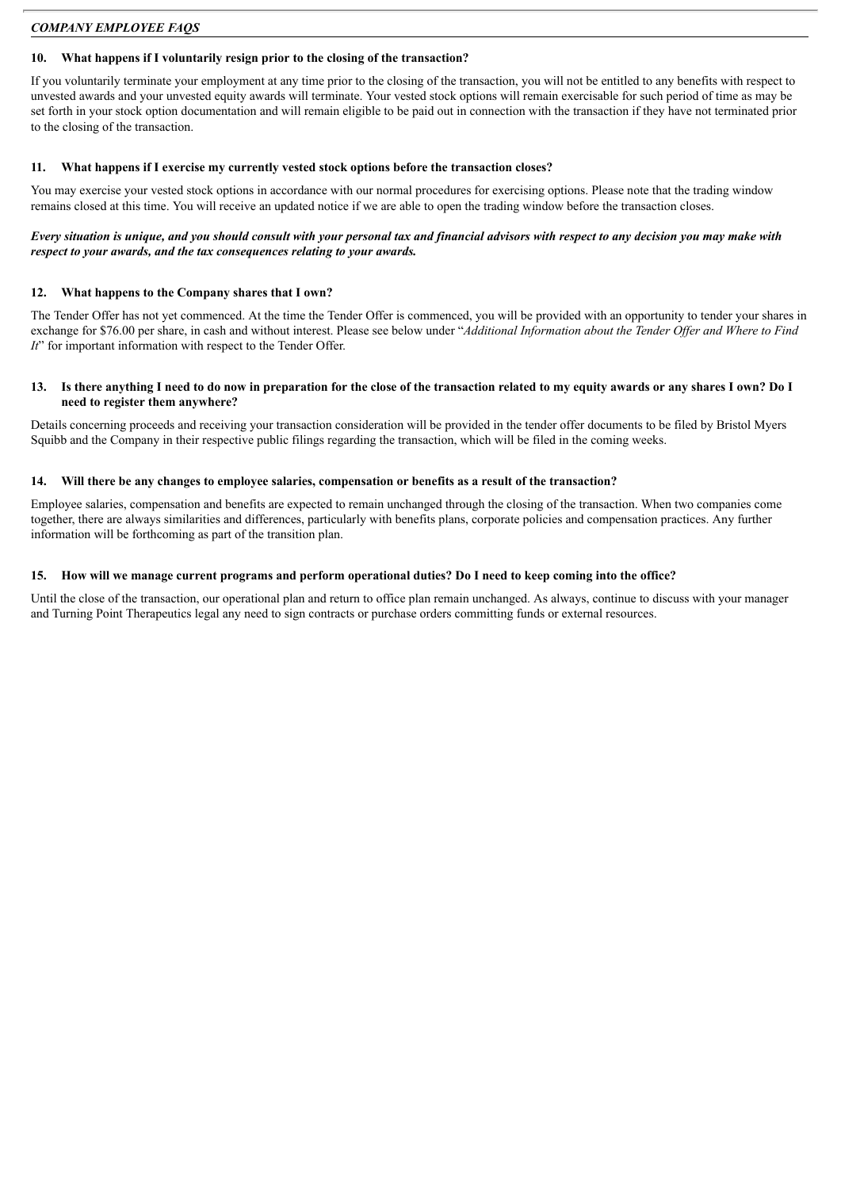*COMPANY EMPLOYEE FAQS*

**10. What happens if I voluntarily resign prior to the closing of the transaction?**

If you voluntarily terminate your employment at any time prior to the closing of the transaction, you will not be entitled to any benefits with respect to unvested awards and your unvested equity awards will terminate. Your vested stock options will remain exercisable for such period of time as may be set forth in your stock option documentation and will remain eligible to be paid out in connection with the transaction if they have not terminated prior to the closing of the transaction.

**11. What happens if I exercise my currently vested stock options before the transaction closes?**

You may exercise your vested stock options in accordance with our normal procedures for exercising options. Please note that the trading window remains closed at this time. You will receive an updated notice if we are able to open the trading window before the transaction closes.

***Every situation is unique, and you should consult with your personal tax and financial advisors with respect to any decision you may make with respect to your awards, and the tax consequences relating to your awards.***

**12. What happens to the Company shares that I own?**

The Tender Offer has not yet commenced. At the time the Tender Offer is commenced, you will be provided with an opportunity to tender your shares in exchange for $76.00 per share, in cash and without interest. Please see below under "*Additional Information about the Tender Offer and Where to Find It*" for important information with respect to the Tender Offer.

**13. Is there anything I need to do now in preparation for the close of the transaction related to my equity awards or any shares I own? Do I need to register them anywhere?**

Details concerning proceeds and receiving your transaction consideration will be provided in the tender offer documents to be filed by Bristol Myers Squibb and the Company in their respective public filings regarding the transaction, which will be filed in the coming weeks.

**14. Will there be any changes to employee salaries, compensation or benefits as a result of the transaction?**

Employee salaries, compensation and benefits are expected to remain unchanged through the closing of the transaction. When two companies come together, there are always similarities and differences, particularly with benefits plans, corporate policies and compensation practices. Any further information will be forthcoming as part of the transition plan.

**15. How will we manage current programs and perform operational duties? Do I need to keep coming into the office?**

Until the close of the transaction, our operational plan and return to office plan remain unchanged. As always, continue to discuss with your manager and Turning Point Therapeutics legal any need to sign contracts or purchase orders committing funds or external resources.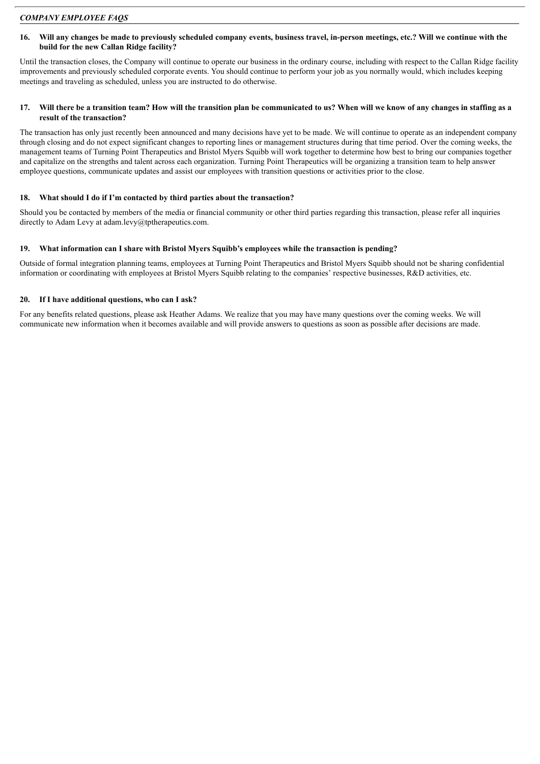*COMPANY EMPLOYEE FAQS*

**16. Will any changes be made to previously scheduled company events, business travel, in-person meetings, etc.? Will we continue with the build for the new Callan Ridge facility?**

Until the transaction closes, the Company will continue to operate our business in the ordinary course, including with respect to the Callan Ridge facility improvements and previously scheduled corporate events. You should continue to perform your job as you normally would, which includes keeping meetings and traveling as scheduled, unless you are instructed to do otherwise.

**17. Will there be a transition team? How will the transition plan be communicated to us? When will we know of any changes in staffing as a result of the transaction?**

The transaction has only just recently been announced and many decisions have yet to be made. We will continue to operate as an independent company through closing and do not expect significant changes to reporting lines or management structures during that time period. Over the coming weeks, the management teams of Turning Point Therapeutics and Bristol Myers Squibb will work together to determine how best to bring our companies together and capitalize on the strengths and talent across each organization. Turning Point Therapeutics will be organizing a transition team to help answer employee questions, communicate updates and assist our employees with transition questions or activities prior to the close.

**18. What should I do if I'm contacted by third parties about the transaction?**

Should you be contacted by members of the media or financial community or other third parties regarding this transaction, please refer all inquiries directly to Adam Levy at adam.levy@tptherapeutics.com.

**19. What information can I share with Bristol Myers Squibb's employees while the transaction is pending?**

Outside of formal integration planning teams, employees at Turning Point Therapeutics and Bristol Myers Squibb should not be sharing confidential information or coordinating with employees at Bristol Myers Squibb relating to the companies' respective businesses, R&D activities, etc.

**20. If I have additional questions, who can I ask?**

For any benefits related questions, please ask Heather Adams. We realize that you may have many questions over the coming weeks. We will communicate new information when it becomes available and will provide answers to questions as soon as possible after decisions are made.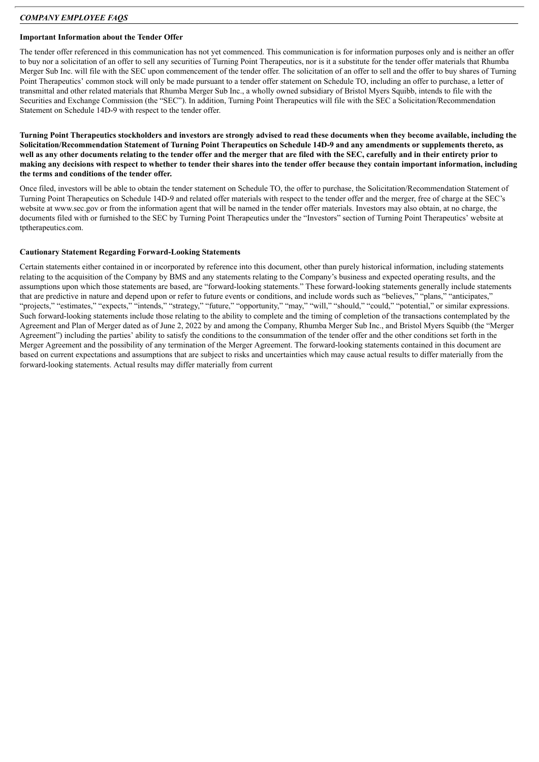*COMPANY EMPLOYEE FAQS*

**Important Information about the Tender Offer**

The tender offer referenced in this communication has not yet commenced. This communication is for information purposes only and is neither an offer to buy nor a solicitation of an offer to sell any securities of Turning Point Therapeutics, nor is it a substitute for the tender offer materials that Rhumba Merger Sub Inc. will file with the SEC upon commencement of the tender offer. The solicitation of an offer to sell and the offer to buy shares of Turning Point Therapeutics' common stock will only be made pursuant to a tender offer statement on Schedule TO, including an offer to purchase, a letter of transmittal and other related materials that Rhumba Merger Sub Inc., a wholly owned subsidiary of Bristol Myers Squibb, intends to file with the Securities and Exchange Commission (the "SEC"). In addition, Turning Point Therapeutics will file with the SEC a Solicitation/Recommendation Statement on Schedule 14D-9 with respect to the tender offer.

**Turning Point Therapeutics stockholders and investors are strongly advised to read these documents when they become available, including the Solicitation/Recommendation Statement of Turning Point Therapeutics on Schedule 14D-9 and any amendments or supplements thereto, as well as any other documents relating to the tender offer and the merger that are filed with the SEC, carefully and in their entirety prior to making any decisions with respect to whether to tender their shares into the tender offer because they contain important information, including the terms and conditions of the tender offer.**

Once filed, investors will be able to obtain the tender statement on Schedule TO, the offer to purchase, the Solicitation/Recommendation Statement of Turning Point Therapeutics on Schedule 14D-9 and related offer materials with respect to the tender offer and the merger, free of charge at the SEC's website at www.sec.gov or from the information agent that will be named in the tender offer materials. Investors may also obtain, at no charge, the documents filed with or furnished to the SEC by Turning Point Therapeutics under the "Investors" section of Turning Point Therapeutics' website at tptherapeutics.com.

**Cautionary Statement Regarding Forward-Looking Statements**

Certain statements either contained in or incorporated by reference into this document, other than purely historical information, including statements relating to the acquisition of the Company by BMS and any statements relating to the Company's business and expected operating results, and the assumptions upon which those statements are based, are "forward-looking statements." These forward-looking statements generally include statements that are predictive in nature and depend upon or refer to future events or conditions, and include words such as "believes," "plans," "anticipates," "projects," "estimates," "expects," "intends," "strategy," "future," "opportunity," "may," "will," "should," "could," "potential," or similar expressions. Such forward-looking statements include those relating to the ability to complete and the timing of completion of the transactions contemplated by the Agreement and Plan of Merger dated as of June 2, 2022 by and among the Company, Rhumba Merger Sub Inc., and Bristol Myers Squibb (the "Merger Agreement") including the parties' ability to satisfy the conditions to the consummation of the tender offer and the other conditions set forth in the Merger Agreement and the possibility of any termination of the Merger Agreement. The forward-looking statements contained in this document are based on current expectations and assumptions that are subject to risks and uncertainties which may cause actual results to differ materially from the forward-looking statements. Actual results may differ materially from current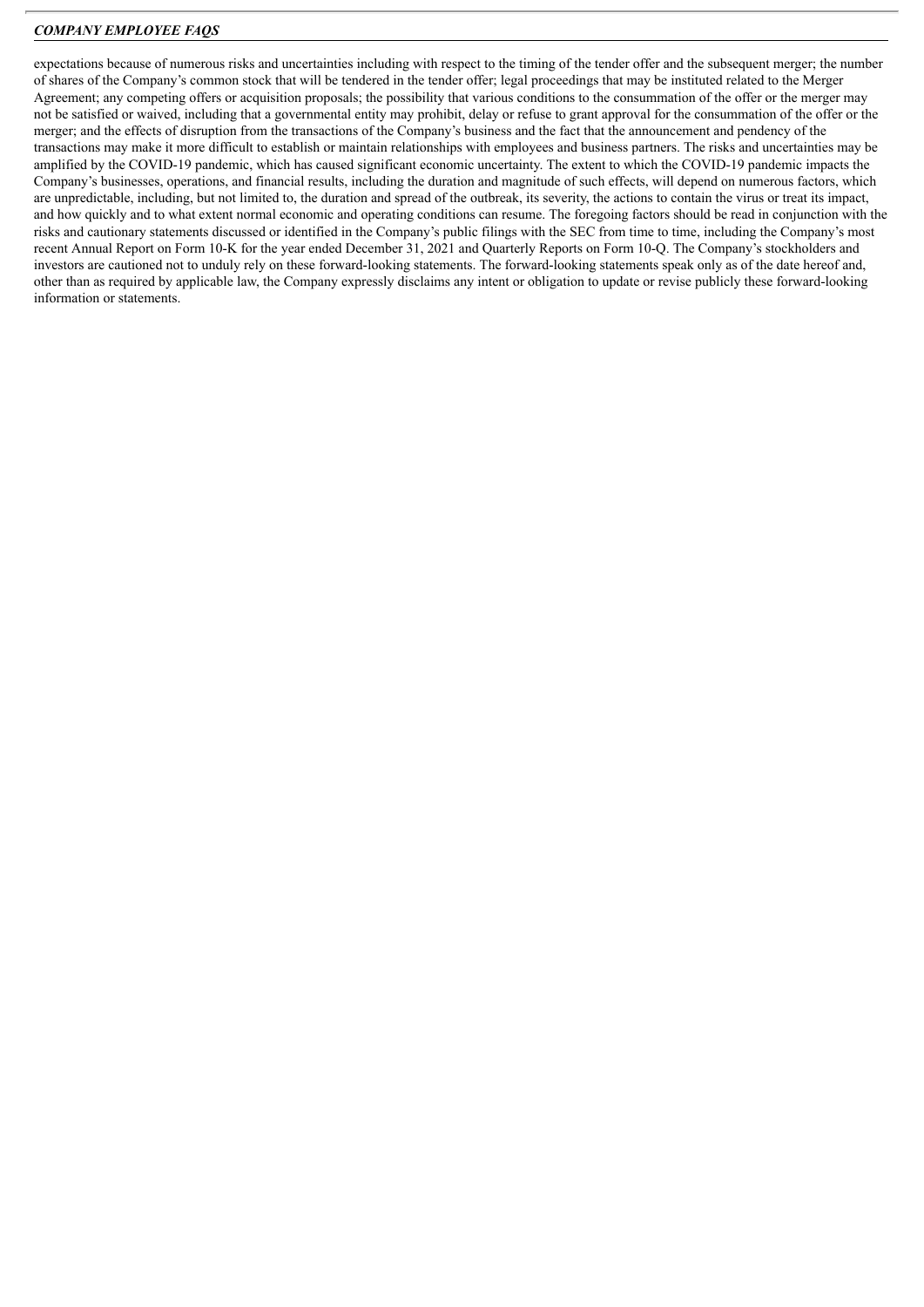expectations because of numerous risks and uncertainties including with respect to the timing of the tender offer and the subsequent merger; the number of shares of the Company's common stock that will be tendered in the tender offer; legal proceedings that may be instituted related to the Merger Agreement; any competing offers or acquisition proposals; the possibility that various conditions to the consummation of the offer or the merger may not be satisfied or waived, including that a governmental entity may prohibit, delay or refuse to grant approval for the consummation of the offer or the merger; and the effects of disruption from the transactions of the Company's business and the fact that the announcement and pendency of the transactions may make it more difficult to establish or maintain relationships with employees and business partners. The risks and uncertainties may be amplified by the COVID-19 pandemic, which has caused significant economic uncertainty. The extent to which the COVID-19 pandemic impacts the Company's businesses, operations, and financial results, including the duration and magnitude of such effects, will depend on numerous factors, which are unpredictable, including, but not limited to, the duration and spread of the outbreak, its severity, the actions to contain the virus or treat its impact, and how quickly and to what extent normal economic and operating conditions can resume. The foregoing factors should be read in conjunction with the risks and cautionary statements discussed or identified in the Company's public filings with the SEC from time to time, including the Company's most recent Annual Report on Form 10-K for the year ended December 31, 2021 and Quarterly Reports on Form 10-Q. The Company's stockholders and investors are cautioned not to unduly rely on these forward-looking statements. The forward-looking statements speak only as of the date hereof and, other than as required by applicable law, the Company expressly disclaims any intent or obligation to update or revise publicly these forward-looking information or statements.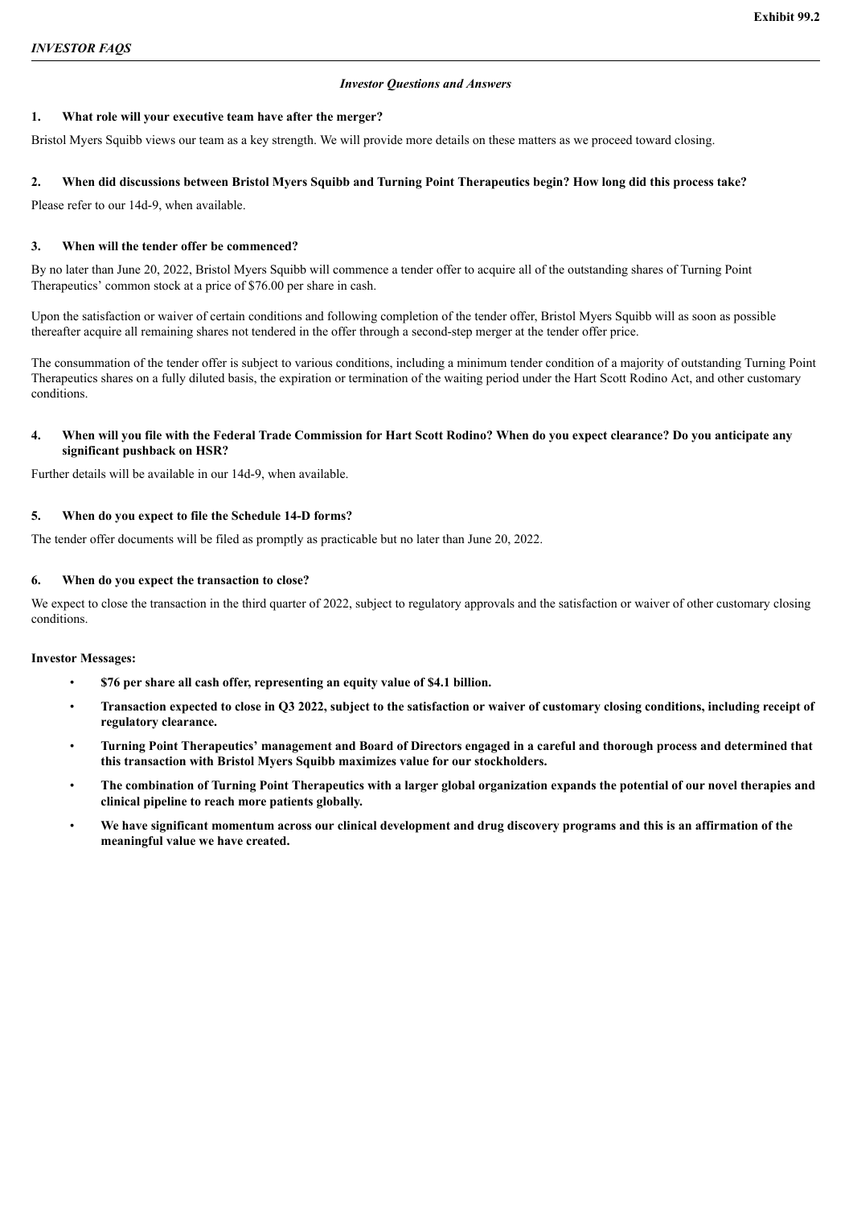Exhibit 99.2

*INVESTOR FAQS*

*Investor Questions and Answers*

**1. What role will your executive team have after the merger?**

Bristol Myers Squibb views our team as a key strength. We will provide more details on these matters as we proceed toward closing.

**2. When did discussions between Bristol Myers Squibb and Turning Point Therapeutics begin? How long did this process take?**

Please refer to our 14d-9, when available.

**3. When will the tender offer be commenced?**

By no later than June 20, 2022, Bristol Myers Squibb will commence a tender offer to acquire all of the outstanding shares of Turning Point Therapeutics' common stock at a price of $76.00 per share in cash.

Upon the satisfaction or waiver of certain conditions and following completion of the tender offer, Bristol Myers Squibb will as soon as possible thereafter acquire all remaining shares not tendered in the offer through a second-step merger at the tender offer price.

The consummation of the tender offer is subject to various conditions, including a minimum tender condition of a majority of outstanding Turning Point Therapeutics shares on a fully diluted basis, the expiration or termination of the waiting period under the Hart Scott Rodino Act, and other customary conditions.

**4. When will you file with the Federal Trade Commission for Hart Scott Rodino? When do you expect clearance? Do you anticipate any significant pushback on HSR?**

Further details will be available in our 14d-9, when available.

**5. When do you expect to file the Schedule 14-D forms?**

The tender offer documents will be filed as promptly as practicable but no later than June 20, 2022.

**6. When do you expect the transaction to close?**

We expect to close the transaction in the third quarter of 2022, subject to regulatory approvals and the satisfaction or waiver of other customary closing conditions.

**Investor Messages:**

- **$76 per share all cash offer, representing an equity value of $4.1 billion.**
- **Transaction expected to close in Q3 2022, subject to the satisfaction or waiver of customary closing conditions, including receipt of regulatory clearance.**
- **Turning Point Therapeutics' management and Board of Directors engaged in a careful and thorough process and determined that this transaction with Bristol Myers Squibb maximizes value for our stockholders.**
- **The combination of Turning Point Therapeutics with a larger global organization expands the potential of our novel therapies and clinical pipeline to reach more patients globally.**
- **We have significant momentum across our clinical development and drug discovery programs and this is an affirmation of the meaningful value we have created.**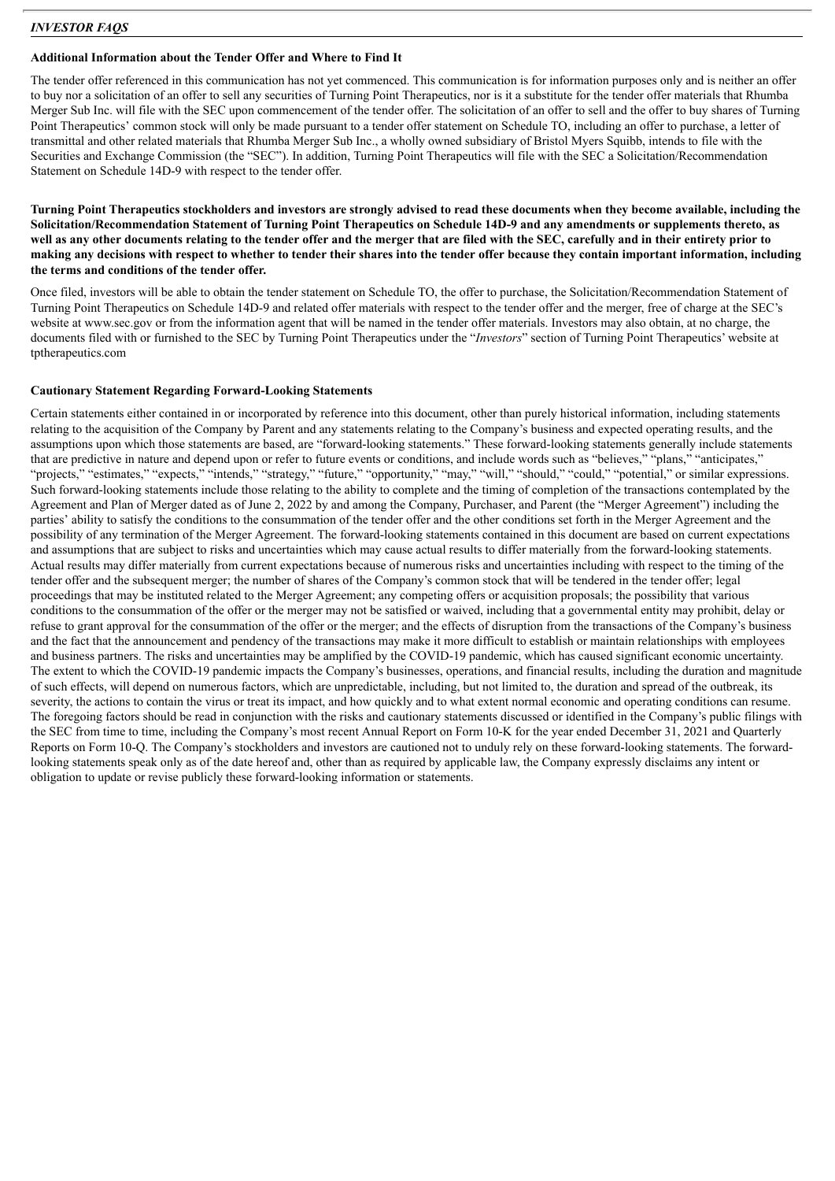*INVESTOR FAQS*

**Additional Information about the Tender Offer and Where to Find It**

The tender offer referenced in this communication has not yet commenced. This communication is for information purposes only and is neither an offer to buy nor a solicitation of an offer to sell any securities of Turning Point Therapeutics, nor is it a substitute for the tender offer materials that Rhumba Merger Sub Inc. will file with the SEC upon commencement of the tender offer. The solicitation of an offer to sell and the offer to buy shares of Turning Point Therapeutics' common stock will only be made pursuant to a tender offer statement on Schedule TO, including an offer to purchase, a letter of transmittal and other related materials that Rhumba Merger Sub Inc., a wholly owned subsidiary of Bristol Myers Squibb, intends to file with the Securities and Exchange Commission (the "SEC"). In addition, Turning Point Therapeutics will file with the SEC a Solicitation/Recommendation Statement on Schedule 14D-9 with respect to the tender offer.

**Turning Point Therapeutics stockholders and investors are strongly advised to read these documents when they become available, including the Solicitation/Recommendation Statement of Turning Point Therapeutics on Schedule 14D-9 and any amendments or supplements thereto, as well as any other documents relating to the tender offer and the merger that are filed with the SEC, carefully and in their entirety prior to making any decisions with respect to whether to tender their shares into the tender offer because they contain important information, including the terms and conditions of the tender offer.**

Once filed, investors will be able to obtain the tender statement on Schedule TO, the offer to purchase, the Solicitation/Recommendation Statement of Turning Point Therapeutics on Schedule 14D-9 and related offer materials with respect to the tender offer and the merger, free of charge at the SEC's website at www.sec.gov or from the information agent that will be named in the tender offer materials. Investors may also obtain, at no charge, the documents filed with or furnished to the SEC by Turning Point Therapeutics under the "*Investors*" section of Turning Point Therapeutics' website at tptherapeutics.com

**Cautionary Statement Regarding Forward-Looking Statements**

Certain statements either contained in or incorporated by reference into this document, other than purely historical information, including statements relating to the acquisition of the Company by Parent and any statements relating to the Company's business and expected operating results, and the assumptions upon which those statements are based, are "forward-looking statements." These forward-looking statements generally include statements that are predictive in nature and depend upon or refer to future events or conditions, and include words such as "believes," "plans," "anticipates," "projects," "estimates," "expects," "intends," "strategy," "future," "opportunity," "may," "will," "should," "could," "potential," or similar expressions. Such forward-looking statements include those relating to the ability to complete and the timing of completion of the transactions contemplated by the Agreement and Plan of Merger dated as of June 2, 2022 by and among the Company, Purchaser, and Parent (the "Merger Agreement") including the parties' ability to satisfy the conditions to the consummation of the tender offer and the other conditions set forth in the Merger Agreement and the possibility of any termination of the Merger Agreement. The forward-looking statements contained in this document are based on current expectations and assumptions that are subject to risks and uncertainties which may cause actual results to differ materially from the forward-looking statements. Actual results may differ materially from current expectations because of numerous risks and uncertainties including with respect to the timing of the tender offer and the subsequent merger; the number of shares of the Company's common stock that will be tendered in the tender offer; legal proceedings that may be instituted related to the Merger Agreement; any competing offers or acquisition proposals; the possibility that various conditions to the consummation of the offer or the merger may not be satisfied or waived, including that a governmental entity may prohibit, delay or refuse to grant approval for the consummation of the offer or the merger; and the effects of disruption from the transactions of the Company's business and the fact that the announcement and pendency of the transactions may make it more difficult to establish or maintain relationships with employees and business partners. The risks and uncertainties may be amplified by the COVID-19 pandemic, which has caused significant economic uncertainty. The extent to which the COVID-19 pandemic impacts the Company's businesses, operations, and financial results, including the duration and magnitude of such effects, will depend on numerous factors, which are unpredictable, including, but not limited to, the duration and spread of the outbreak, its severity, the actions to contain the virus or treat its impact, and how quickly and to what extent normal economic and operating conditions can resume. The foregoing factors should be read in conjunction with the risks and cautionary statements discussed or identified in the Company's public filings with the SEC from time to time, including the Company's most recent Annual Report on Form 10-K for the year ended December 31, 2021 and Quarterly Reports on Form 10-Q. The Company's stockholders and investors are cautioned not to unduly rely on these forward-looking statements. The forward-looking statements speak only as of the date hereof and, other than as required by applicable law, the Company expressly disclaims any intent or obligation to update or revise publicly these forward-looking information or statements.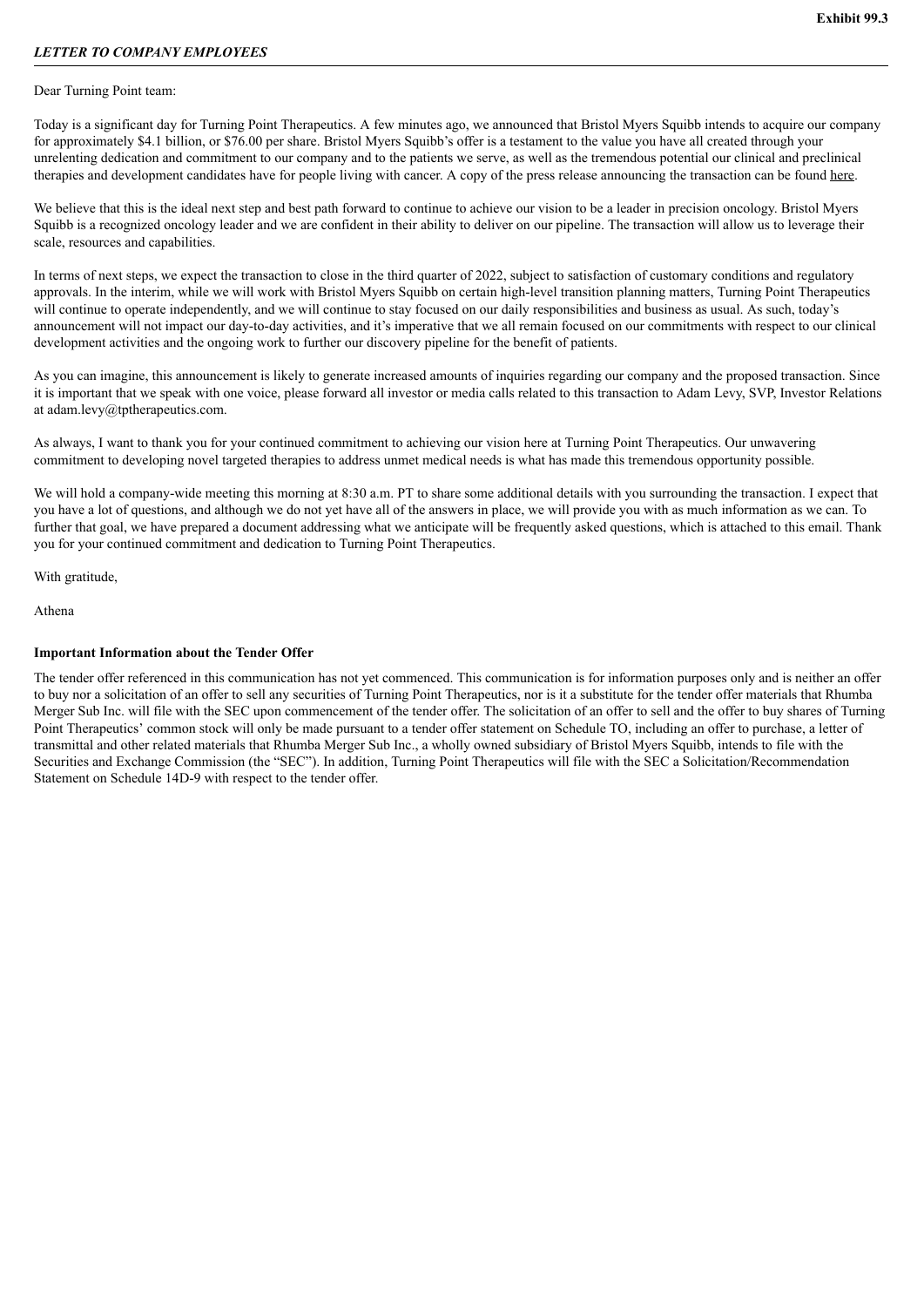**Exhibit 99.3**

***LETTER TO COMPANY EMPLOYEES***

Dear Turning Point team:

Today is a significant day for Turning Point Therapeutics. A few minutes ago, we announced that Bristol Myers Squibb intends to acquire our company for approximately $4.1 billion, or $76.00 per share. Bristol Myers Squibb's offer is a testament to the value you have all created through your unrelenting dedication and commitment to our company and to the patients we serve, as well as the tremendous potential our clinical and preclinical therapies and development candidates have for people living with cancer. A copy of the press release announcing the transaction can be found here.

We believe that this is the ideal next step and best path forward to continue to achieve our vision to be a leader in precision oncology. Bristol Myers Squibb is a recognized oncology leader and we are confident in their ability to deliver on our pipeline. The transaction will allow us to leverage their scale, resources and capabilities.

In terms of next steps, we expect the transaction to close in the third quarter of 2022, subject to satisfaction of customary conditions and regulatory approvals. In the interim, while we will work with Bristol Myers Squibb on certain high-level transition planning matters, Turning Point Therapeutics will continue to operate independently, and we will continue to stay focused on our daily responsibilities and business as usual. As such, today's announcement will not impact our day-to-day activities, and it's imperative that we all remain focused on our commitments with respect to our clinical development activities and the ongoing work to further our discovery pipeline for the benefit of patients.

As you can imagine, this announcement is likely to generate increased amounts of inquiries regarding our company and the proposed transaction. Since it is important that we speak with one voice, please forward all investor or media calls related to this transaction to Adam Levy, SVP, Investor Relations at adam.levy@tptherapeutics.com.

As always, I want to thank you for your continued commitment to achieving our vision here at Turning Point Therapeutics. Our unwavering commitment to developing novel targeted therapies to address unmet medical needs is what has made this tremendous opportunity possible.

We will hold a company-wide meeting this morning at 8:30 a.m. PT to share some additional details with you surrounding the transaction. I expect that you have a lot of questions, and although we do not yet have all of the answers in place, we will provide you with as much information as we can. To further that goal, we have prepared a document addressing what we anticipate will be frequently asked questions, which is attached to this email. Thank you for your continued commitment and dedication to Turning Point Therapeutics.

With gratitude,

Athena

**Important Information about the Tender Offer**

The tender offer referenced in this communication has not yet commenced. This communication is for information purposes only and is neither an offer to buy nor a solicitation of an offer to sell any securities of Turning Point Therapeutics, nor is it a substitute for the tender offer materials that Rhumba Merger Sub Inc. will file with the SEC upon commencement of the tender offer. The solicitation of an offer to sell and the offer to buy shares of Turning Point Therapeutics' common stock will only be made pursuant to a tender offer statement on Schedule TO, including an offer to purchase, a letter of transmittal and other related materials that Rhumba Merger Sub Inc., a wholly owned subsidiary of Bristol Myers Squibb, intends to file with the Securities and Exchange Commission (the "SEC"). In addition, Turning Point Therapeutics will file with the SEC a Solicitation/Recommendation Statement on Schedule 14D-9 with respect to the tender offer.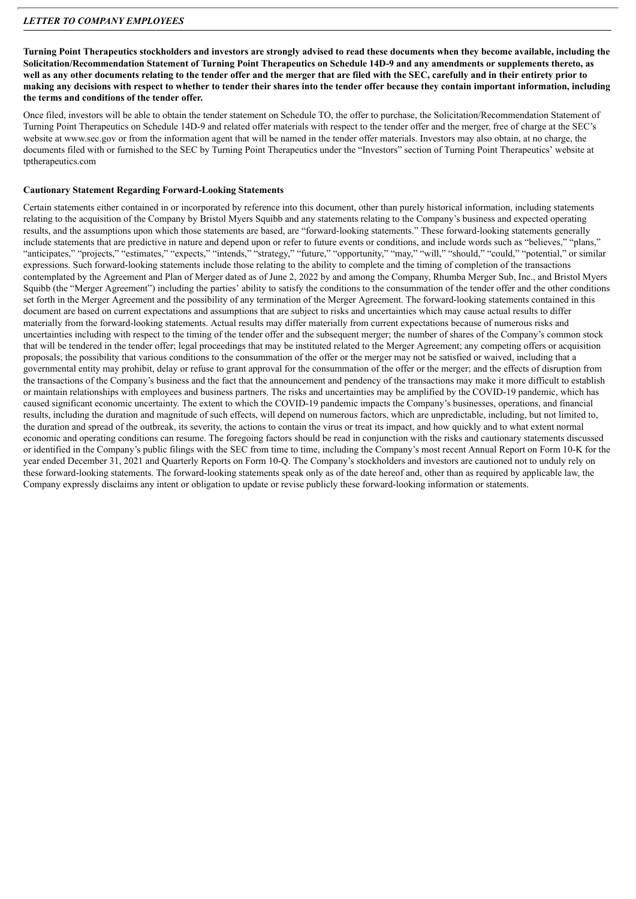**Turning Point Therapeutics stockholders and investors are strongly advised to read these documents when they become available, including the Solicitation/Recommendation Statement of Turning Point Therapeutics on Schedule 14D-9 and any amendments or supplements thereto, as well as any other documents relating to the tender offer and the merger that are filed with the SEC, carefully and in their entirety prior to making any decisions with respect to whether to tender their shares into the tender offer because they contain important information, including the terms and conditions of the tender offer.**

Once filed, investors will be able to obtain the tender statement on Schedule TO, the offer to purchase, the Solicitation/Recommendation Statement of Turning Point Therapeutics on Schedule 14D-9 and related offer materials with respect to the tender offer and the merger, free of charge at the SEC's website at www.sec.gov or from the information agent that will be named in the tender offer materials. Investors may also obtain, at no charge, the documents filed with or furnished to the SEC by Turning Point Therapeutics under the "Investors" section of Turning Point Therapeutics' website at tptherapeutics.com

**Cautionary Statement Regarding Forward-Looking Statements**

Certain statements either contained in or incorporated by reference into this document, other than purely historical information, including statements relating to the acquisition of the Company by Bristol Myers Squibb and any statements relating to the Company's business and expected operating results, and the assumptions upon which those statements are based, are "forward-looking statements." These forward-looking statements generally include statements that are predictive in nature and depend upon or refer to future events or conditions, and include words such as "believes," "plans," "anticipates," "projects," "estimates," "expects," "intends," "strategy," "future," "opportunity," "may," "will," "should," "could," "potential," or similar expressions. Such forward-looking statements include those relating to the ability to complete and the timing of completion of the transactions contemplated by the Agreement and Plan of Merger dated as of June 2, 2022 by and among the Company, Rhumba Merger Sub, Inc., and Bristol Myers Squibb (the "Merger Agreement") including the parties' ability to satisfy the conditions to the consummation of the tender offer and the other conditions set forth in the Merger Agreement and the possibility of any termination of the Merger Agreement. The forward-looking statements contained in this document are based on current expectations and assumptions that are subject to risks and uncertainties which may cause actual results to differ materially from the forward-looking statements. Actual results may differ materially from current expectations because of numerous risks and uncertainties including with respect to the timing of the tender offer and the subsequent merger; the number of shares of the Company's common stock that will be tendered in the tender offer; legal proceedings that may be instituted related to the Merger Agreement; any competing offers or acquisition proposals; the possibility that various conditions to the consummation of the offer or the merger may not be satisfied or waived, including that a governmental entity may prohibit, delay or refuse to grant approval for the consummation of the offer or the merger; and the effects of disruption from the transactions of the Company's business and the fact that the announcement and pendency of the transactions may make it more difficult to establish or maintain relationships with employees and business partners. The risks and uncertainties may be amplified by the COVID-19 pandemic, which has caused significant economic uncertainty. The extent to which the COVID-19 pandemic impacts the Company's businesses, operations, and financial results, including the duration and magnitude of such effects, will depend on numerous factors, which are unpredictable, including, but not limited to, the duration and spread of the outbreak, its severity, the actions to contain the virus or treat its impact, and how quickly and to what extent normal economic and operating conditions can resume. The foregoing factors should be read in conjunction with the risks and cautionary statements discussed or identified in the Company's public filings with the SEC from time to time, including the Company's most recent Annual Report on Form 10-K for the year ended December 31, 2021 and Quarterly Reports on Form 10-Q. The Company's stockholders and investors are cautioned not to unduly rely on these forward-looking statements. The forward-looking statements speak only as of the date hereof and, other than as required by applicable law, the Company expressly disclaims any intent or obligation to update or revise publicly these forward-looking information or statements.